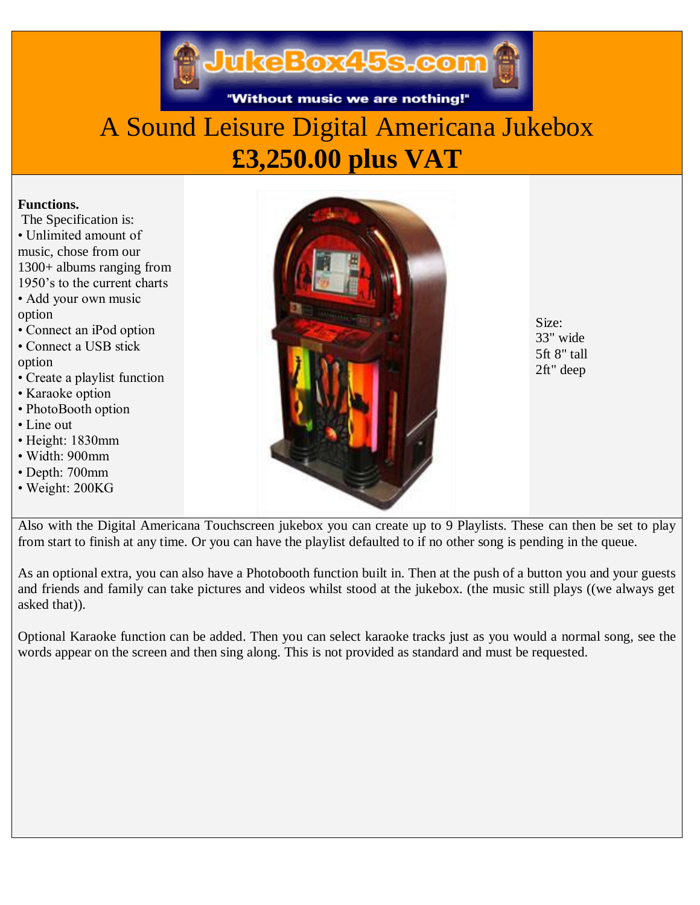JukeBox45s.com

"Without music we are nothing!"

# A Sound Leisure Digital Americana Jukebox

## £3,250.00 plus VAT

**Functions.**

The Specification is:

- Unlimited amount of music, chose from our 1300+ albums ranging from 1950's to the current charts
- Add your own music option
- Connect an iPod option
- Connect a USB stick option
- Create a playlist function
- Karaoke option
- PhotoBooth option
- Line out
- Height: 1830mm
- Width: 900mm
- Depth: 700mm
- Weight: 200KG

Size:
33" wide
5ft 8" tall
2ft" deep

Also with the Digital Americana Touchscreen jukebox you can create up to 9 Playlists. These can then be set to play from start to finish at any time. Or you can have the playlist defaulted to if no other song is pending in the queue.

As an optional extra, you can also have a Photobooth function built in. Then at the push of a button you and your guests and friends and family can take pictures and videos whilst stood at the jukebox. (the music still plays ((we always get asked that)).

Optional Karaoke function can be added. Then you can select karaoke tracks just as you would a normal song, see the words appear on the screen and then sing along. This is not provided as standard and must be requested.